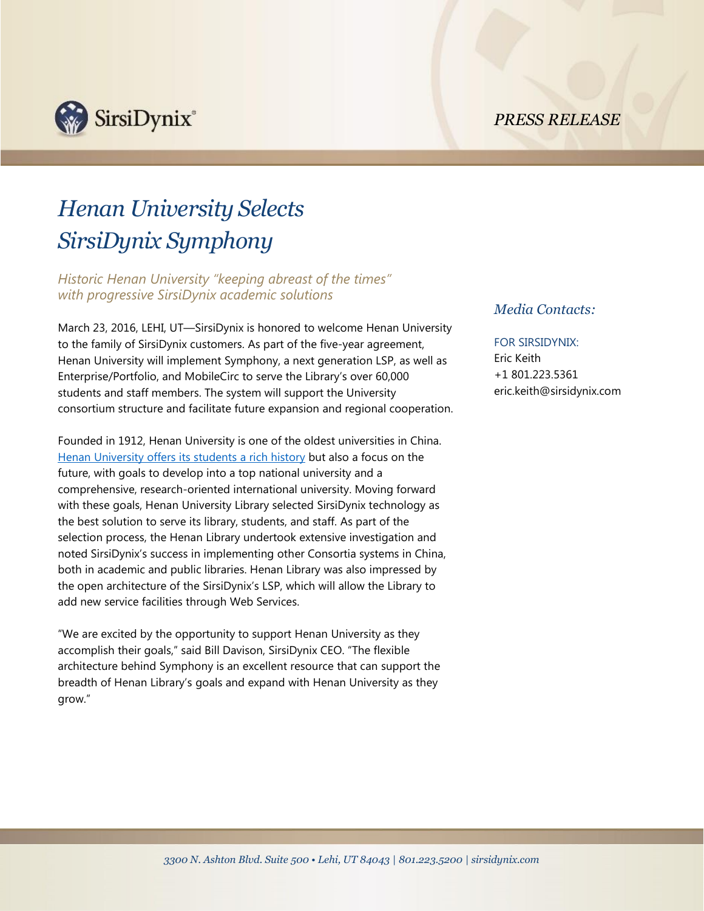PRESS RELEASE

# *Henan University Selects SirsiDynix Symphony*

*Historic Henan University "keeping abreast of the times" with progressive SirsiDynix academic solutions*

March 23, 2016, LEHI, UT—SirsiDynix is honored to welcome Henan University to the family of SirsiDynix customers. As part of the five-year agreement, Henan University will implement Symphony, a next generation LSP, as well as Enterprise/Portfolio, and MobileCirc to serve the Library's over 60,000 students and staff members. The system will support the University consortium structure and facilitate future expansion and regional cooperation.

Founded in 1912, Henan University is one of the oldest universities in China. Henan University offers its students a rich history but also a focus on the future, with goals to develop into a top national university and a comprehensive, research-oriented international university. Moving forward with these goals, Henan University Library selected SirsiDynix technology as the best solution to serve its library, students, and staff. As part of the selection process, the Henan Library undertook extensive investigation and noted SirsiDynix's success in implementing other Consortia systems in China, both in academic and public libraries. Henan Library was also impressed by the open architecture of the SirsiDynix's LSP, which will allow the Library to add new service facilities through Web Services.

"We are excited by the opportunity to support Henan University as they accomplish their goals," said Bill Davison, SirsiDynix CEO. "The flexible architecture behind Symphony is an excellent resource that can support the breadth of Henan Library's goals and expand with Henan University as they grow."

### *Media Contacts:*

FOR SIRSIDYNIX:
Eric Keith
+1 801.223.5361
eric.keith@sirsidynix.com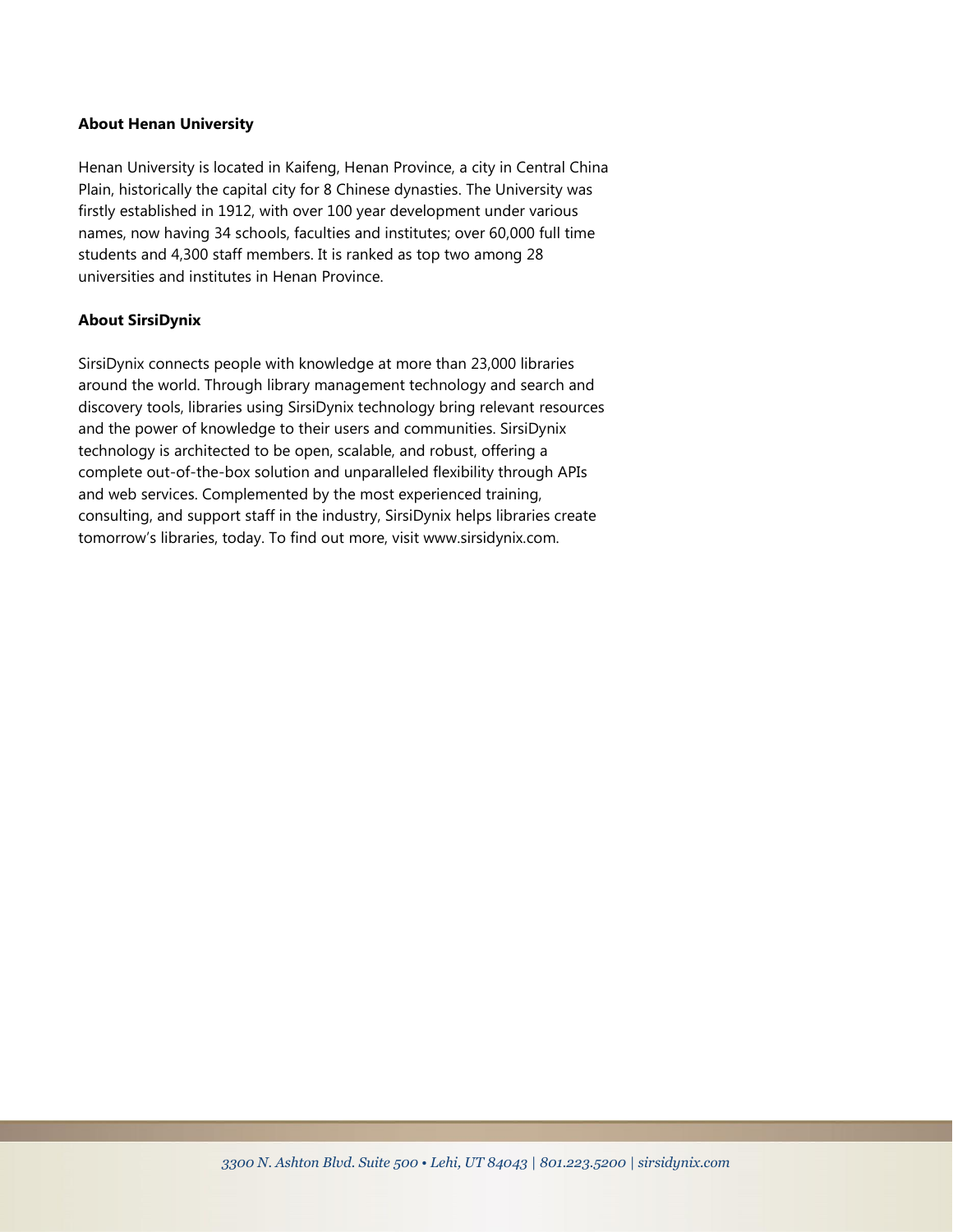**About Henan University**

Henan University is located in Kaifeng, Henan Province, a city in Central China Plain, historically the capital city for 8 Chinese dynasties. The University was firstly established in 1912, with over 100 year development under various names, now having 34 schools, faculties and institutes; over 60,000 full time students and 4,300 staff members. It is ranked as top two among 28 universities and institutes in Henan Province.

**About SirsiDynix**

SirsiDynix connects people with knowledge at more than 23,000 libraries around the world. Through library management technology and search and discovery tools, libraries using SirsiDynix technology bring relevant resources and the power of knowledge to their users and communities. SirsiDynix technology is architected to be open, scalable, and robust, offering a complete out-of-the-box solution and unparalleled flexibility through APIs and web services. Complemented by the most experienced training, consulting, and support staff in the industry, SirsiDynix helps libraries create tomorrow's libraries, today. To find out more, visit www.sirsidynix.com.